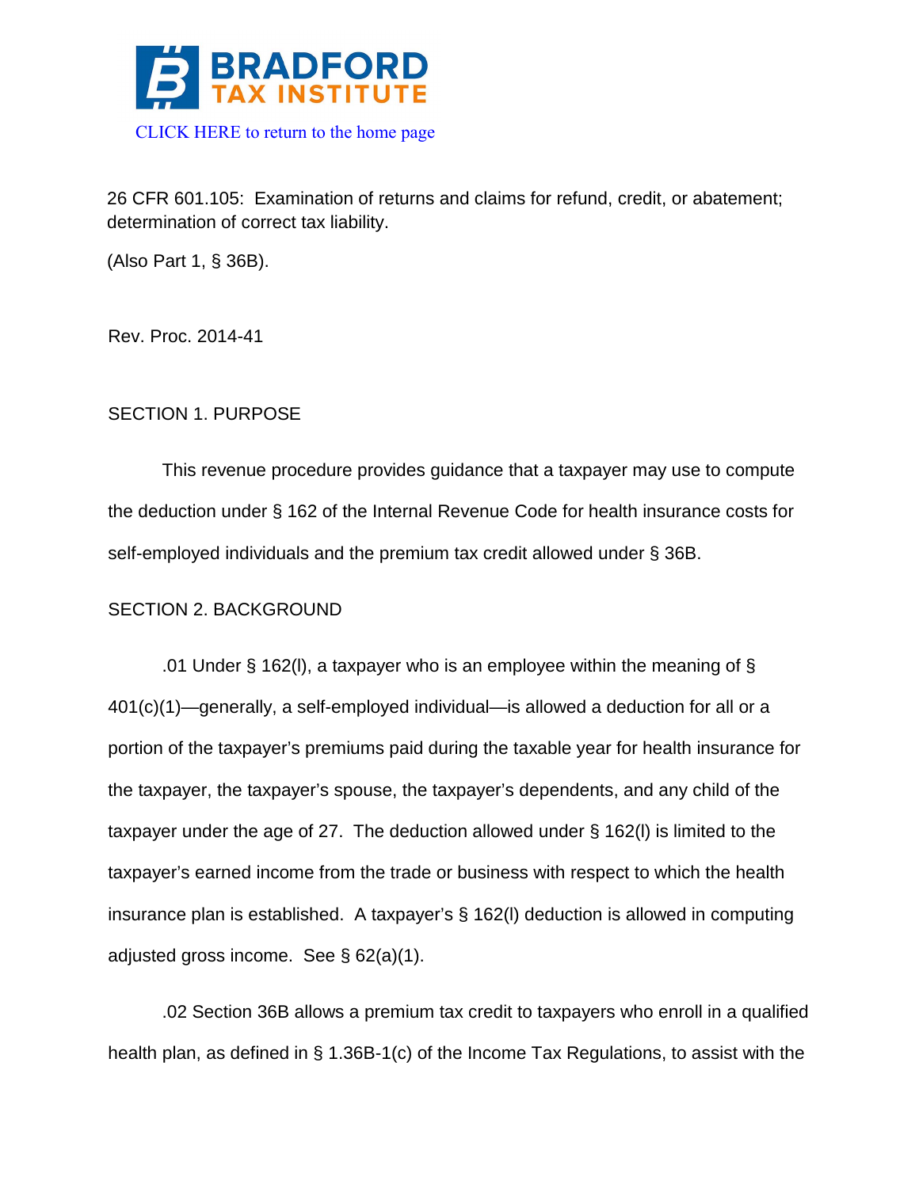# BRADFORD TAX INSTITUTE

CLICK HERE to return to the home page

26 CFR 601.105: Examination of returns and claims for refund, credit, or abatement; determination of correct tax liability.

(Also Part 1, § 36B).

Rev. Proc. 2014-41

## SECTION 1. PURPOSE

This revenue procedure provides guidance that a taxpayer may use to compute the deduction under § 162 of the Internal Revenue Code for health insurance costs for self-employed individuals and the premium tax credit allowed under § 36B.

## SECTION 2. BACKGROUND

.01 Under § 162(l), a taxpayer who is an employee within the meaning of § 401(c)(1)—generally, a self-employed individual—is allowed a deduction for all or a portion of the taxpayer's premiums paid during the taxable year for health insurance for the taxpayer, the taxpayer's spouse, the taxpayer's dependents, and any child of the taxpayer under the age of 27. The deduction allowed under § 162(l) is limited to the taxpayer's earned income from the trade or business with respect to which the health insurance plan is established. A taxpayer's § 162(l) deduction is allowed in computing adjusted gross income. See § 62(a)(1).

.02 Section 36B allows a premium tax credit to taxpayers who enroll in a qualified health plan, as defined in § 1.36B-1(c) of the Income Tax Regulations, to assist with the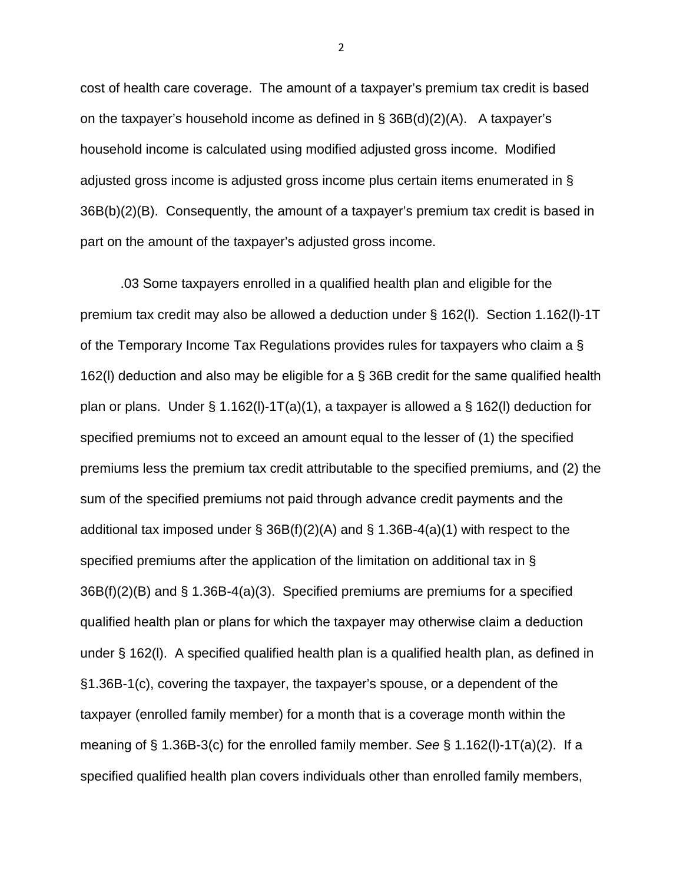cost of health care coverage. The amount of a taxpayer's premium tax credit is based on the taxpayer's household income as defined in § 36B(d)(2)(A). A taxpayer's household income is calculated using modified adjusted gross income. Modified adjusted gross income is adjusted gross income plus certain items enumerated in § 36B(b)(2)(B). Consequently, the amount of a taxpayer's premium tax credit is based in part on the amount of the taxpayer's adjusted gross income.

.03 Some taxpayers enrolled in a qualified health plan and eligible for the premium tax credit may also be allowed a deduction under § 162(l). Section 1.162(l)-1T of the Temporary Income Tax Regulations provides rules for taxpayers who claim a § 162(l) deduction and also may be eligible for a § 36B credit for the same qualified health plan or plans. Under § 1.162(l)-1T(a)(1), a taxpayer is allowed a § 162(l) deduction for specified premiums not to exceed an amount equal to the lesser of (1) the specified premiums less the premium tax credit attributable to the specified premiums, and (2) the sum of the specified premiums not paid through advance credit payments and the additional tax imposed under § 36B(f)(2)(A) and § 1.36B-4(a)(1) with respect to the specified premiums after the application of the limitation on additional tax in § 36B(f)(2)(B) and § 1.36B-4(a)(3). Specified premiums are premiums for a specified qualified health plan or plans for which the taxpayer may otherwise claim a deduction under § 162(l). A specified qualified health plan is a qualified health plan, as defined in §1.36B-1(c), covering the taxpayer, the taxpayer's spouse, or a dependent of the taxpayer (enrolled family member) for a month that is a coverage month within the meaning of § 1.36B-3(c) for the enrolled family member. *See* § 1.162(l)-1T(a)(2). If a specified qualified health plan covers individuals other than enrolled family members,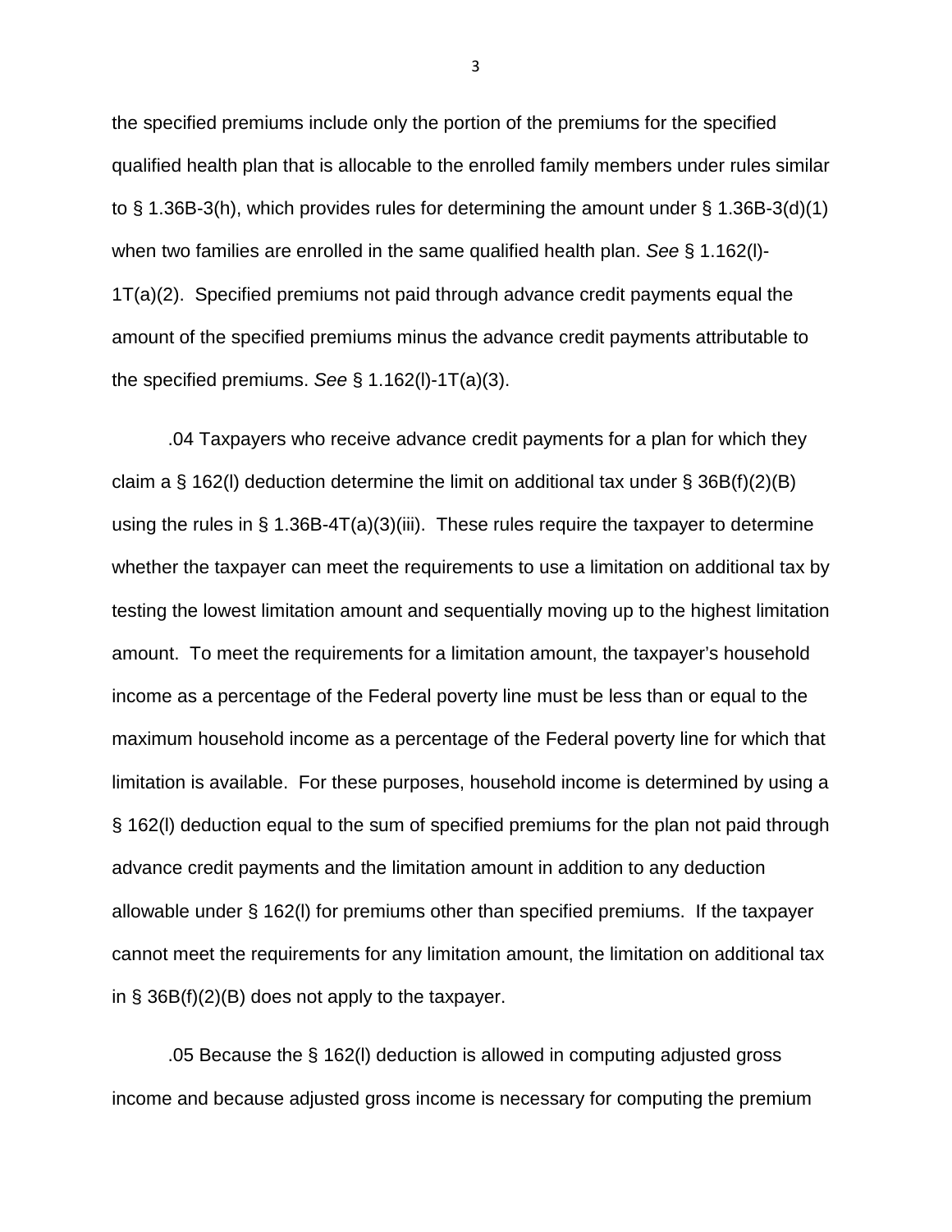the specified premiums include only the portion of the premiums for the specified qualified health plan that is allocable to the enrolled family members under rules similar to § 1.36B-3(h), which provides rules for determining the amount under § 1.36B-3(d)(1) when two families are enrolled in the same qualified health plan. *See* § 1.162(l)-1T(a)(2). Specified premiums not paid through advance credit payments equal the amount of the specified premiums minus the advance credit payments attributable to the specified premiums. *See* § 1.162(l)-1T(a)(3).

.04 Taxpayers who receive advance credit payments for a plan for which they claim a § 162(l) deduction determine the limit on additional tax under § 36B(f)(2)(B) using the rules in § 1.36B-4T(a)(3)(iii). These rules require the taxpayer to determine whether the taxpayer can meet the requirements to use a limitation on additional tax by testing the lowest limitation amount and sequentially moving up to the highest limitation amount. To meet the requirements for a limitation amount, the taxpayer's household income as a percentage of the Federal poverty line must be less than or equal to the maximum household income as a percentage of the Federal poverty line for which that limitation is available. For these purposes, household income is determined by using a § 162(l) deduction equal to the sum of specified premiums for the plan not paid through advance credit payments and the limitation amount in addition to any deduction allowable under § 162(l) for premiums other than specified premiums. If the taxpayer cannot meet the requirements for any limitation amount, the limitation on additional tax in § 36B(f)(2)(B) does not apply to the taxpayer.

.05 Because the § 162(l) deduction is allowed in computing adjusted gross income and because adjusted gross income is necessary for computing the premium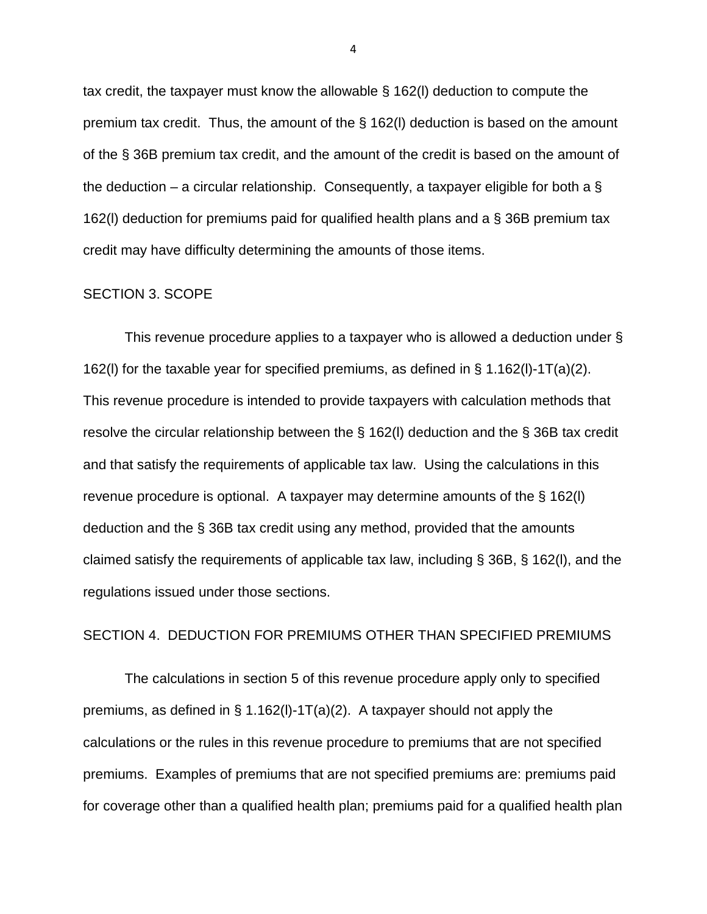tax credit, the taxpayer must know the allowable § 162(l) deduction to compute the premium tax credit. Thus, the amount of the § 162(l) deduction is based on the amount of the § 36B premium tax credit, and the amount of the credit is based on the amount of the deduction – a circular relationship. Consequently, a taxpayer eligible for both a § 162(l) deduction for premiums paid for qualified health plans and a § 36B premium tax credit may have difficulty determining the amounts of those items.

## SECTION 3. SCOPE

This revenue procedure applies to a taxpayer who is allowed a deduction under § 162(l) for the taxable year for specified premiums, as defined in § 1.162(l)-1T(a)(2). This revenue procedure is intended to provide taxpayers with calculation methods that resolve the circular relationship between the § 162(l) deduction and the § 36B tax credit and that satisfy the requirements of applicable tax law. Using the calculations in this revenue procedure is optional. A taxpayer may determine amounts of the § 162(l) deduction and the § 36B tax credit using any method, provided that the amounts claimed satisfy the requirements of applicable tax law, including § 36B, § 162(l), and the regulations issued under those sections.

## SECTION 4. DEDUCTION FOR PREMIUMS OTHER THAN SPECIFIED PREMIUMS

The calculations in section 5 of this revenue procedure apply only to specified premiums, as defined in § 1.162(l)-1T(a)(2). A taxpayer should not apply the calculations or the rules in this revenue procedure to premiums that are not specified premiums. Examples of premiums that are not specified premiums are: premiums paid for coverage other than a qualified health plan; premiums paid for a qualified health plan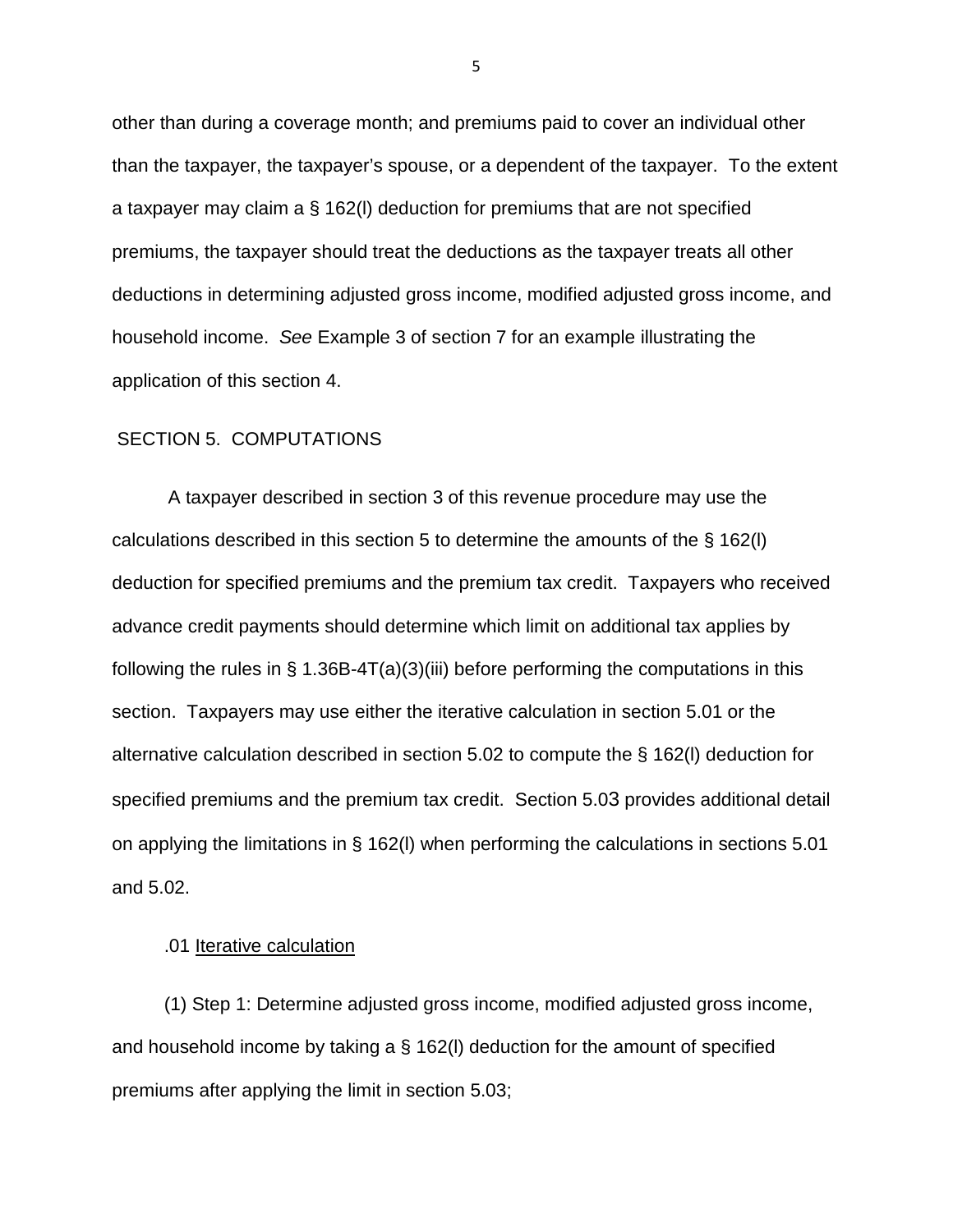other than during a coverage month; and premiums paid to cover an individual other than the taxpayer, the taxpayer's spouse, or a dependent of the taxpayer. To the extent a taxpayer may claim a § 162(l) deduction for premiums that are not specified premiums, the taxpayer should treat the deductions as the taxpayer treats all other deductions in determining adjusted gross income, modified adjusted gross income, and household income. *See* Example 3 of section 7 for an example illustrating the application of this section 4.

## SECTION 5. COMPUTATIONS

A taxpayer described in section 3 of this revenue procedure may use the calculations described in this section 5 to determine the amounts of the § 162(l) deduction for specified premiums and the premium tax credit. Taxpayers who received advance credit payments should determine which limit on additional tax applies by following the rules in § 1.36B-4T(a)(3)(iii) before performing the computations in this section. Taxpayers may use either the iterative calculation in section 5.01 or the alternative calculation described in section 5.02 to compute the § 162(l) deduction for specified premiums and the premium tax credit. Section 5.03 provides additional detail on applying the limitations in § 162(l) when performing the calculations in sections 5.01 and 5.02.

.01 Iterative calculation

(1) Step 1: Determine adjusted gross income, modified adjusted gross income, and household income by taking a § 162(l) deduction for the amount of specified premiums after applying the limit in section 5.03;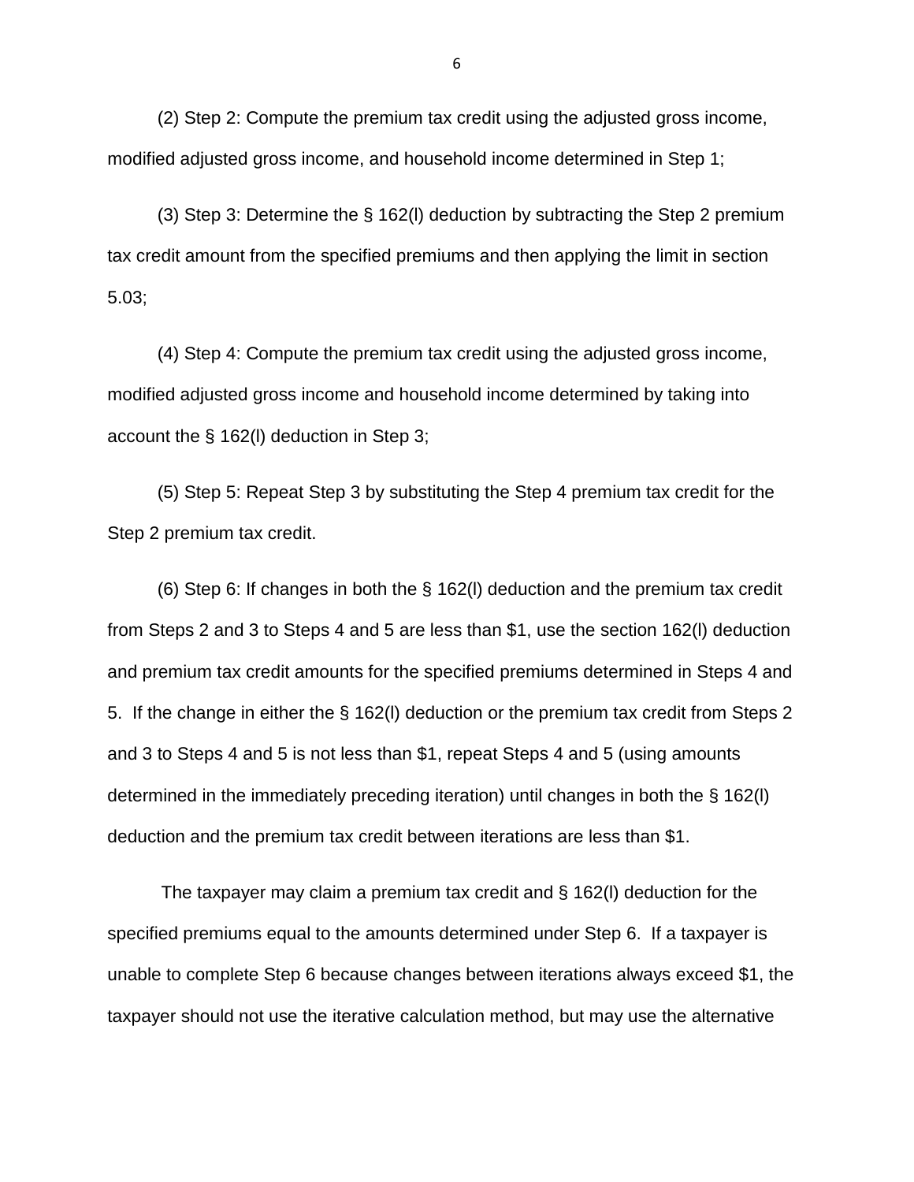(2) Step 2: Compute the premium tax credit using the adjusted gross income, modified adjusted gross income, and household income determined in Step 1;

(3) Step 3: Determine the § 162(l) deduction by subtracting the Step 2 premium tax credit amount from the specified premiums and then applying the limit in section 5.03;

(4) Step 4: Compute the premium tax credit using the adjusted gross income, modified adjusted gross income and household income determined by taking into account the § 162(l) deduction in Step 3;

(5) Step 5: Repeat Step 3 by substituting the Step 4 premium tax credit for the Step 2 premium tax credit.

(6) Step 6: If changes in both the § 162(l) deduction and the premium tax credit from Steps 2 and 3 to Steps 4 and 5 are less than $1, use the section 162(l) deduction and premium tax credit amounts for the specified premiums determined in Steps 4 and 5. If the change in either the § 162(l) deduction or the premium tax credit from Steps 2 and 3 to Steps 4 and 5 is not less than $1, repeat Steps 4 and 5 (using amounts determined in the immediately preceding iteration) until changes in both the § 162(l) deduction and the premium tax credit between iterations are less than $1.

The taxpayer may claim a premium tax credit and § 162(l) deduction for the specified premiums equal to the amounts determined under Step 6. If a taxpayer is unable to complete Step 6 because changes between iterations always exceed $1, the taxpayer should not use the iterative calculation method, but may use the alternative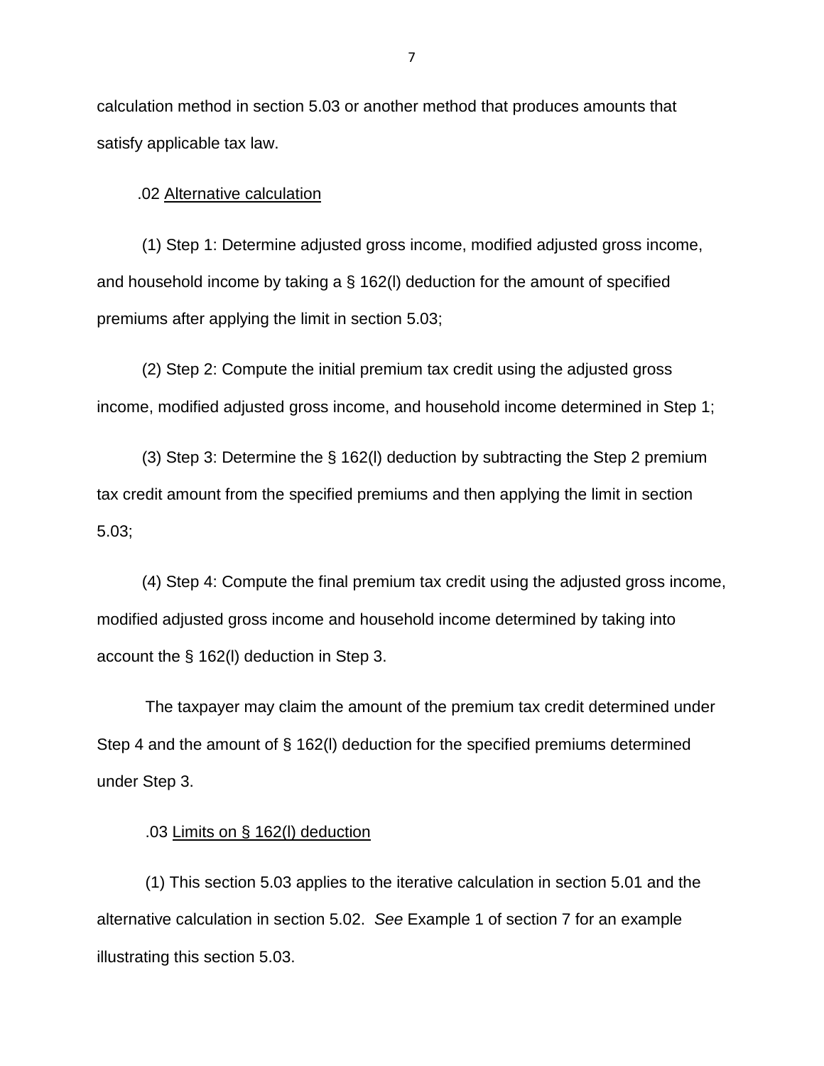calculation method in section 5.03 or another method that produces amounts that satisfy applicable tax law.

.02 <u>Alternative calculation</u>

(1) Step 1: Determine adjusted gross income, modified adjusted gross income, and household income by taking a § 162(l) deduction for the amount of specified premiums after applying the limit in section 5.03;

(2) Step 2: Compute the initial premium tax credit using the adjusted gross income, modified adjusted gross income, and household income determined in Step 1;

(3) Step 3: Determine the § 162(l) deduction by subtracting the Step 2 premium tax credit amount from the specified premiums and then applying the limit in section 5.03;

(4) Step 4: Compute the final premium tax credit using the adjusted gross income, modified adjusted gross income and household income determined by taking into account the § 162(l) deduction in Step 3.

The taxpayer may claim the amount of the premium tax credit determined under Step 4 and the amount of § 162(l) deduction for the specified premiums determined under Step 3.

.03 <u>Limits on § 162(l) deduction</u>

(1) This section 5.03 applies to the iterative calculation in section 5.01 and the alternative calculation in section 5.02. *See* Example 1 of section 7 for an example illustrating this section 5.03.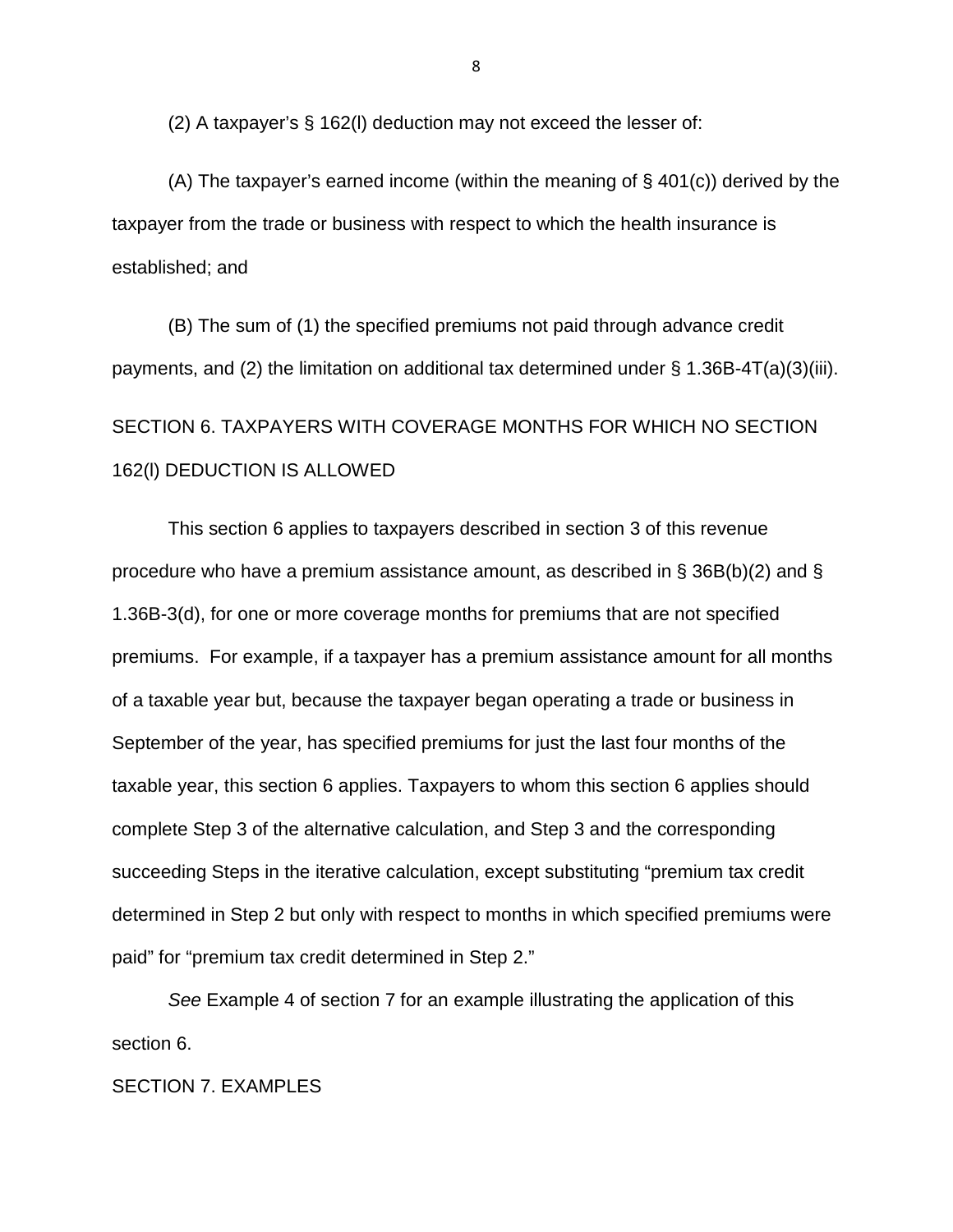(2) A taxpayer's § 162(l) deduction may not exceed the lesser of:

(A) The taxpayer's earned income (within the meaning of § 401(c)) derived by the taxpayer from the trade or business with respect to which the health insurance is established; and

(B) The sum of (1) the specified premiums not paid through advance credit payments, and (2) the limitation on additional tax determined under § 1.36B-4T(a)(3)(iii).

## SECTION 6. TAXPAYERS WITH COVERAGE MONTHS FOR WHICH NO SECTION 162(l) DEDUCTION IS ALLOWED

This section 6 applies to taxpayers described in section 3 of this revenue procedure who have a premium assistance amount, as described in § 36B(b)(2) and § 1.36B-3(d), for one or more coverage months for premiums that are not specified premiums. For example, if a taxpayer has a premium assistance amount for all months of a taxable year but, because the taxpayer began operating a trade or business in September of the year, has specified premiums for just the last four months of the taxable year, this section 6 applies. Taxpayers to whom this section 6 applies should complete Step 3 of the alternative calculation, and Step 3 and the corresponding succeeding Steps in the iterative calculation, except substituting "premium tax credit determined in Step 2 but only with respect to months in which specified premiums were paid" for "premium tax credit determined in Step 2."

*See* Example 4 of section 7 for an example illustrating the application of this section 6.

## SECTION 7. EXAMPLES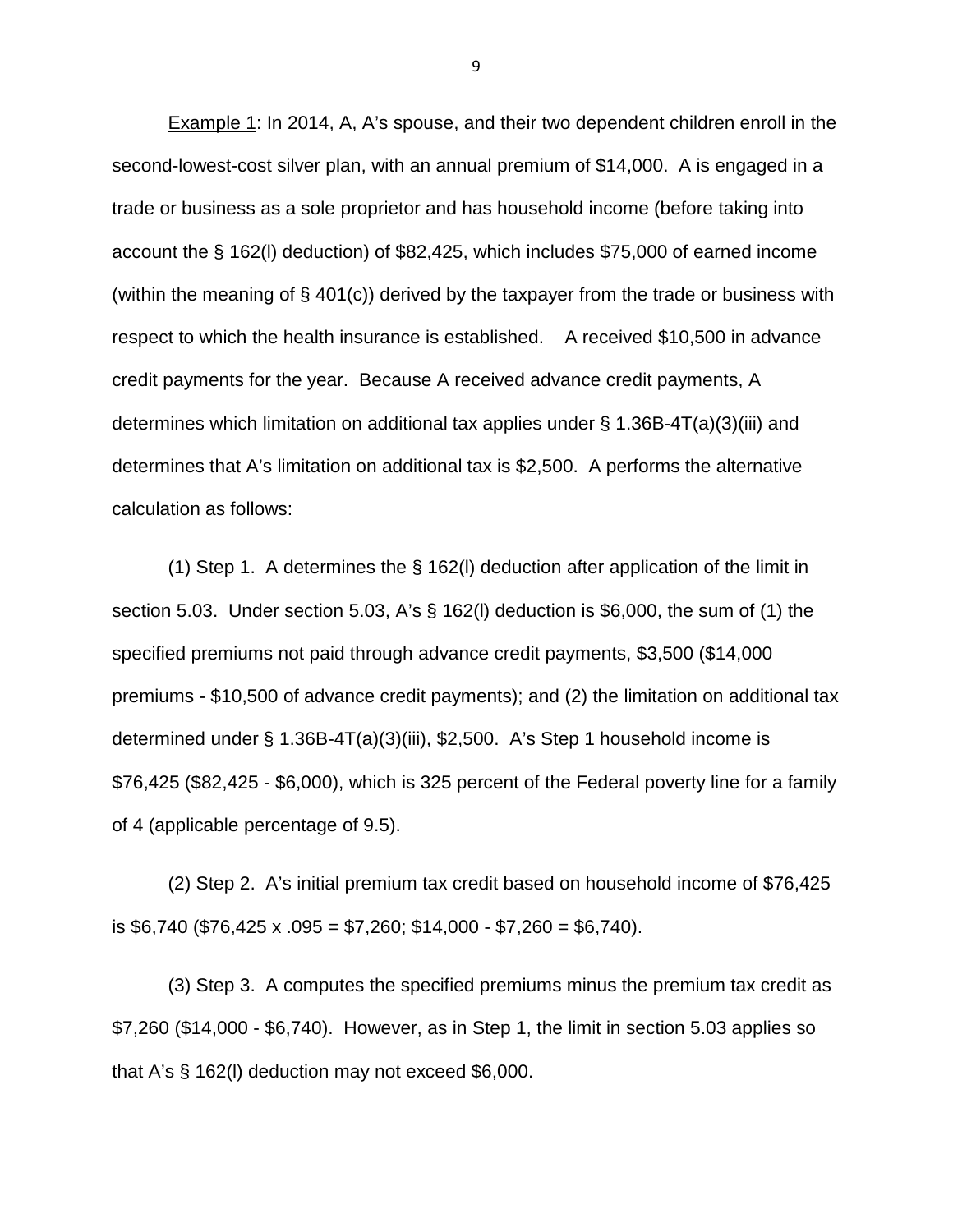<u>Example 1</u>: In 2014, A, A's spouse, and their two dependent children enroll in the second-lowest-cost silver plan, with an annual premium of $14,000. A is engaged in a trade or business as a sole proprietor and has household income (before taking into account the § 162(l) deduction) of $82,425, which includes $75,000 of earned income (within the meaning of § 401(c)) derived by the taxpayer from the trade or business with respect to which the health insurance is established. A received $10,500 in advance credit payments for the year. Because A received advance credit payments, A determines which limitation on additional tax applies under § 1.36B-4T(a)(3)(iii) and determines that A's limitation on additional tax is $2,500. A performs the alternative calculation as follows:

(1) Step 1. A determines the § 162(l) deduction after application of the limit in section 5.03. Under section 5.03, A's § 162(l) deduction is $6,000, the sum of (1) the specified premiums not paid through advance credit payments, $3,500 ($14,000 premiums - $10,500 of advance credit payments); and (2) the limitation on additional tax determined under § 1.36B-4T(a)(3)(iii), $2,500. A's Step 1 household income is $76,425 ($82,425 - $6,000), which is 325 percent of the Federal poverty line for a family of 4 (applicable percentage of 9.5).

(2) Step 2. A's initial premium tax credit based on household income of $76,425 is $6,740 ($76,425 x .095 = $7,260; $14,000 - $7,260 = $6,740).

(3) Step 3. A computes the specified premiums minus the premium tax credit as $7,260 ($14,000 - $6,740). However, as in Step 1, the limit in section 5.03 applies so that A's § 162(l) deduction may not exceed $6,000.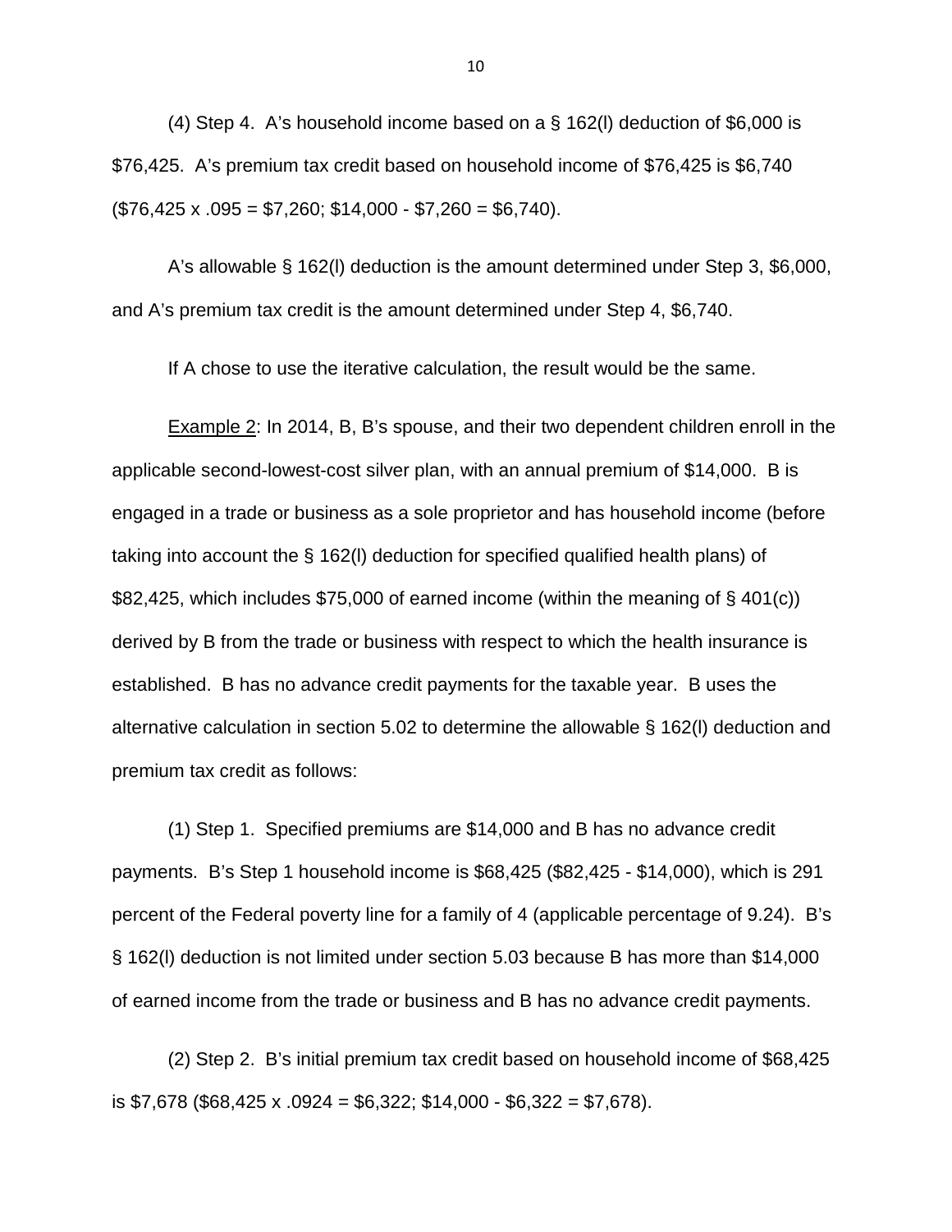(4) Step 4. A's household income based on a § 162(l) deduction of $6,000 is $76,425. A's premium tax credit based on household income of $76,425 is $6,740 ($76,425 x .095 = $7,260; $14,000 - $7,260 = $6,740).

A's allowable § 162(l) deduction is the amount determined under Step 3, $6,000, and A's premium tax credit is the amount determined under Step 4, $6,740.

If A chose to use the iterative calculation, the result would be the same.

<u>Example 2</u>: In 2014, B, B's spouse, and their two dependent children enroll in the applicable second-lowest-cost silver plan, with an annual premium of $14,000. B is engaged in a trade or business as a sole proprietor and has household income (before taking into account the § 162(l) deduction for specified qualified health plans) of $82,425, which includes $75,000 of earned income (within the meaning of § 401(c)) derived by B from the trade or business with respect to which the health insurance is established. B has no advance credit payments for the taxable year. B uses the alternative calculation in section 5.02 to determine the allowable § 162(l) deduction and premium tax credit as follows:

(1) Step 1. Specified premiums are $14,000 and B has no advance credit payments. B's Step 1 household income is $68,425 ($82,425 - $14,000), which is 291 percent of the Federal poverty line for a family of 4 (applicable percentage of 9.24). B's § 162(l) deduction is not limited under section 5.03 because B has more than $14,000 of earned income from the trade or business and B has no advance credit payments.

(2) Step 2. B's initial premium tax credit based on household income of $68,425 is $7,678 ($68,425 x .0924 = $6,322; $14,000 - $6,322 = $7,678).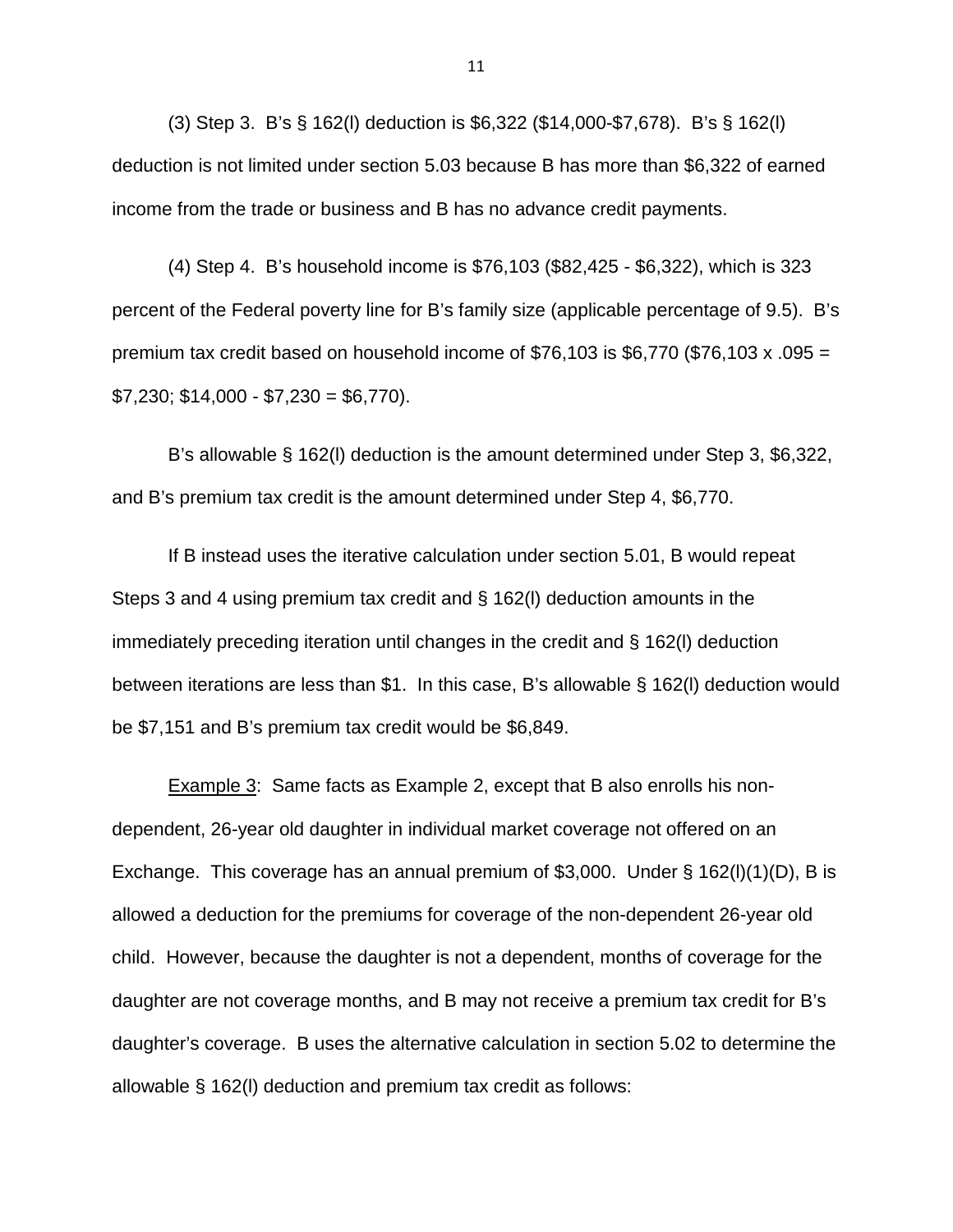(3) Step 3. B's § 162(l) deduction is \$6,322 (\$14,000-\$7,678). B's § 162(l) deduction is not limited under section 5.03 because B has more than \$6,322 of earned income from the trade or business and B has no advance credit payments.

(4) Step 4. B's household income is \$76,103 (\$82,425 - \$6,322), which is 323 percent of the Federal poverty line for B's family size (applicable percentage of 9.5). B's premium tax credit based on household income of \$76,103 is \$6,770 (\$76,103 x .095 = \$7,230; \$14,000 - \$7,230 = \$6,770).

B's allowable § 162(l) deduction is the amount determined under Step 3, \$6,322, and B's premium tax credit is the amount determined under Step 4, \$6,770.

If B instead uses the iterative calculation under section 5.01, B would repeat Steps 3 and 4 using premium tax credit and § 162(l) deduction amounts in the immediately preceding iteration until changes in the credit and § 162(l) deduction between iterations are less than \$1. In this case, B's allowable § 162(l) deduction would be \$7,151 and B's premium tax credit would be \$6,849.

<u>Example 3</u>: Same facts as Example 2, except that B also enrolls his non-dependent, 26-year old daughter in individual market coverage not offered on an Exchange. This coverage has an annual premium of \$3,000. Under § 162(l)(1)(D), B is allowed a deduction for the premiums for coverage of the non-dependent 26-year old child. However, because the daughter is not a dependent, months of coverage for the daughter are not coverage months, and B may not receive a premium tax credit for B's daughter's coverage. B uses the alternative calculation in section 5.02 to determine the allowable § 162(l) deduction and premium tax credit as follows: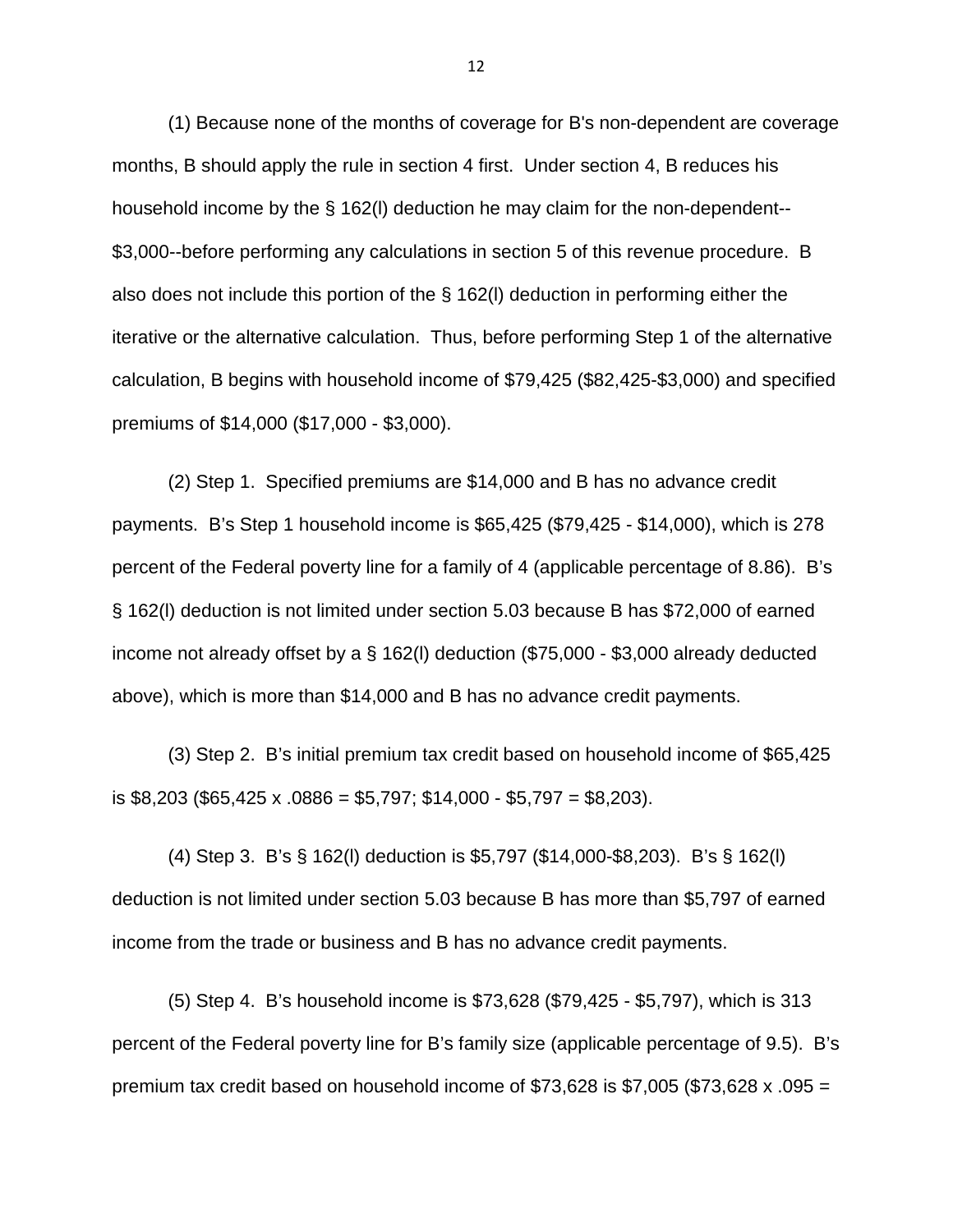(1) Because none of the months of coverage for B's non-dependent are coverage months, B should apply the rule in section 4 first. Under section 4, B reduces his household income by the § 162(l) deduction he may claim for the non-dependent--$3,000--before performing any calculations in section 5 of this revenue procedure. B also does not include this portion of the § 162(l) deduction in performing either the iterative or the alternative calculation. Thus, before performing Step 1 of the alternative calculation, B begins with household income of $79,425 ($82,425-$3,000) and specified premiums of $14,000 ($17,000 - $3,000).

(2) Step 1. Specified premiums are $14,000 and B has no advance credit payments. B's Step 1 household income is $65,425 ($79,425 - $14,000), which is 278 percent of the Federal poverty line for a family of 4 (applicable percentage of 8.86). B's § 162(l) deduction is not limited under section 5.03 because B has $72,000 of earned income not already offset by a § 162(l) deduction ($75,000 - $3,000 already deducted above), which is more than $14,000 and B has no advance credit payments.

(3) Step 2. B's initial premium tax credit based on household income of $65,425 is $8,203 ($65,425 x .0886 = $5,797; $14,000 - $5,797 = $8,203).

(4) Step 3. B's § 162(l) deduction is $5,797 ($14,000-$8,203). B's § 162(l) deduction is not limited under section 5.03 because B has more than $5,797 of earned income from the trade or business and B has no advance credit payments.

(5) Step 4. B's household income is $73,628 ($79,425 - $5,797), which is 313 percent of the Federal poverty line for B's family size (applicable percentage of 9.5). B's premium tax credit based on household income of $73,628 is $7,005 ($73,628 x .095 =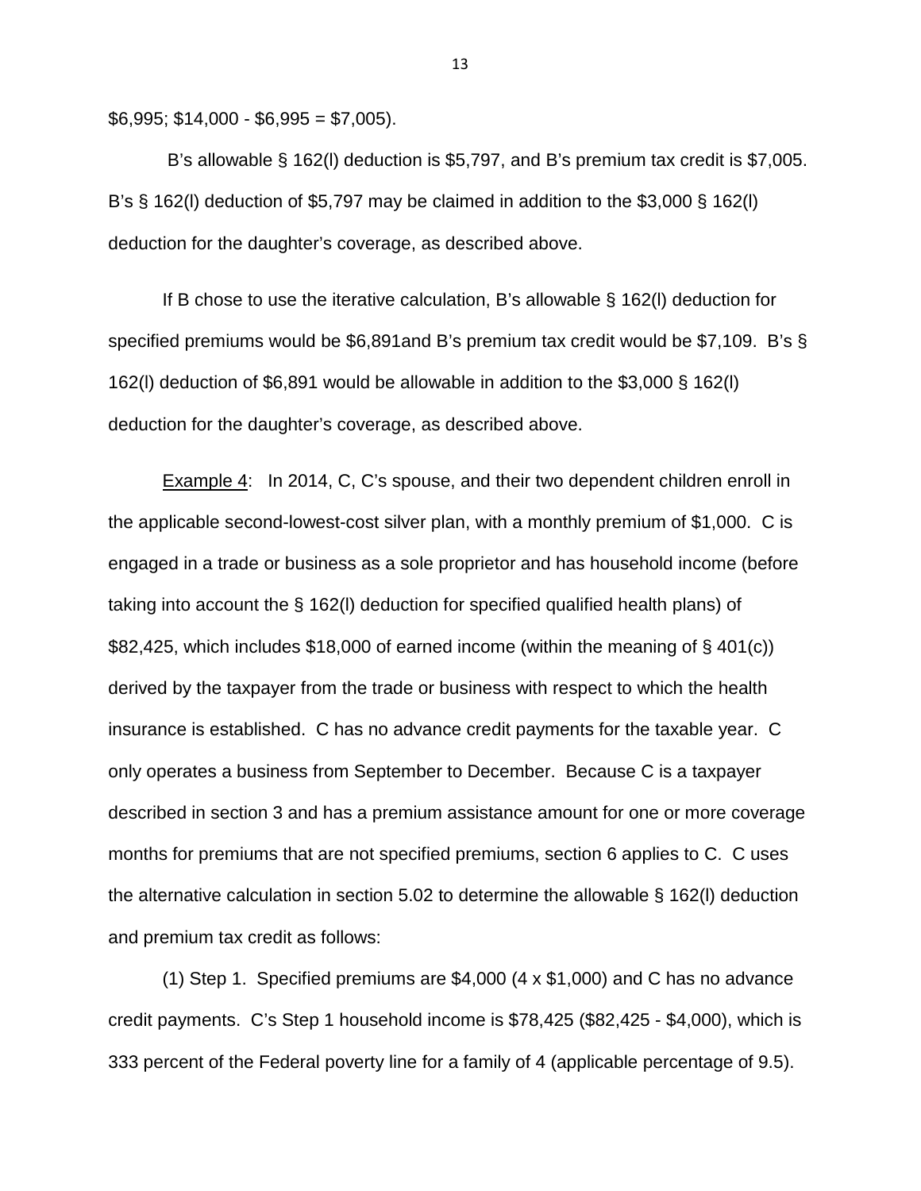$6,995; $14,000 - $6,995 = $7,005).

B's allowable § 162(l) deduction is $5,797, and B's premium tax credit is $7,005. B's § 162(l) deduction of $5,797 may be claimed in addition to the $3,000 § 162(l) deduction for the daughter's coverage, as described above.

If B chose to use the iterative calculation, B's allowable § 162(l) deduction for specified premiums would be $6,891and B's premium tax credit would be $7,109. B's § 162(l) deduction of $6,891 would be allowable in addition to the $3,000 § 162(l) deduction for the daughter's coverage, as described above.

Example 4: In 2014, C, C's spouse, and their two dependent children enroll in the applicable second-lowest-cost silver plan, with a monthly premium of $1,000. C is engaged in a trade or business as a sole proprietor and has household income (before taking into account the § 162(l) deduction for specified qualified health plans) of $82,425, which includes $18,000 of earned income (within the meaning of § 401(c)) derived by the taxpayer from the trade or business with respect to which the health insurance is established. C has no advance credit payments for the taxable year. C only operates a business from September to December. Because C is a taxpayer described in section 3 and has a premium assistance amount for one or more coverage months for premiums that are not specified premiums, section 6 applies to C. C uses the alternative calculation in section 5.02 to determine the allowable § 162(l) deduction and premium tax credit as follows:

(1) Step 1. Specified premiums are $4,000 (4 x $1,000) and C has no advance credit payments. C's Step 1 household income is $78,425 ($82,425 - $4,000), which is 333 percent of the Federal poverty line for a family of 4 (applicable percentage of 9.5).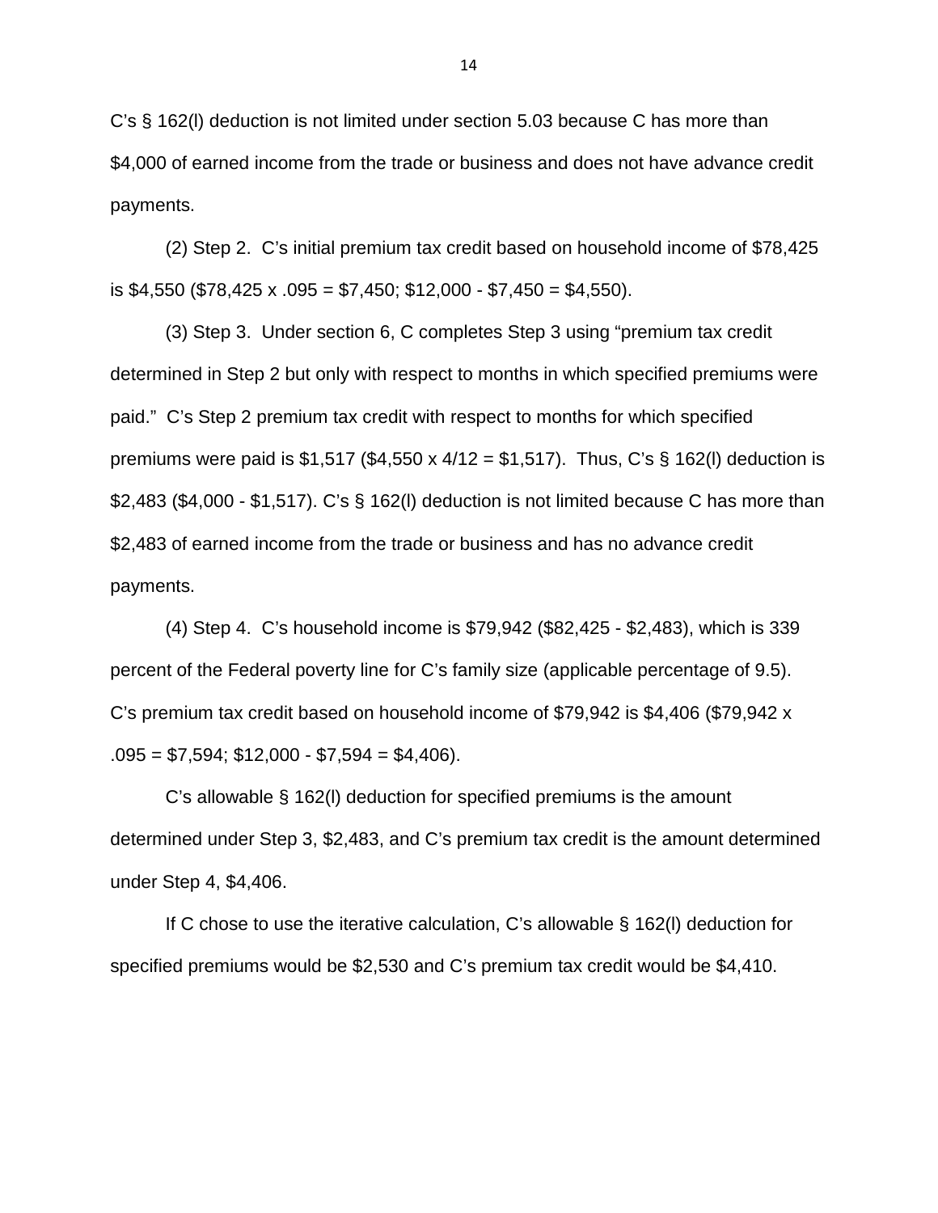C's § 162(l) deduction is not limited under section 5.03 because C has more than $4,000 of earned income from the trade or business and does not have advance credit payments.

(2) Step 2. C's initial premium tax credit based on household income of $78,425 is $4,550 ($78,425 x .095 = $7,450; $12,000 - $7,450 = $4,550).

(3) Step 3. Under section 6, C completes Step 3 using "premium tax credit determined in Step 2 but only with respect to months in which specified premiums were paid." C's Step 2 premium tax credit with respect to months for which specified premiums were paid is $1,517 ($4,550 x 4/12 = $1,517). Thus, C's § 162(l) deduction is $2,483 ($4,000 - $1,517). C's § 162(l) deduction is not limited because C has more than $2,483 of earned income from the trade or business and has no advance credit payments.

(4) Step 4. C's household income is $79,942 ($82,425 - $2,483), which is 339 percent of the Federal poverty line for C's family size (applicable percentage of 9.5). C's premium tax credit based on household income of $79,942 is $4,406 ($79,942 x .095 = $7,594; $12,000 - $7,594 = $4,406).

C's allowable § 162(l) deduction for specified premiums is the amount determined under Step 3, $2,483, and C's premium tax credit is the amount determined under Step 4, $4,406.

If C chose to use the iterative calculation, C's allowable § 162(l) deduction for specified premiums would be $2,530 and C's premium tax credit would be $4,410.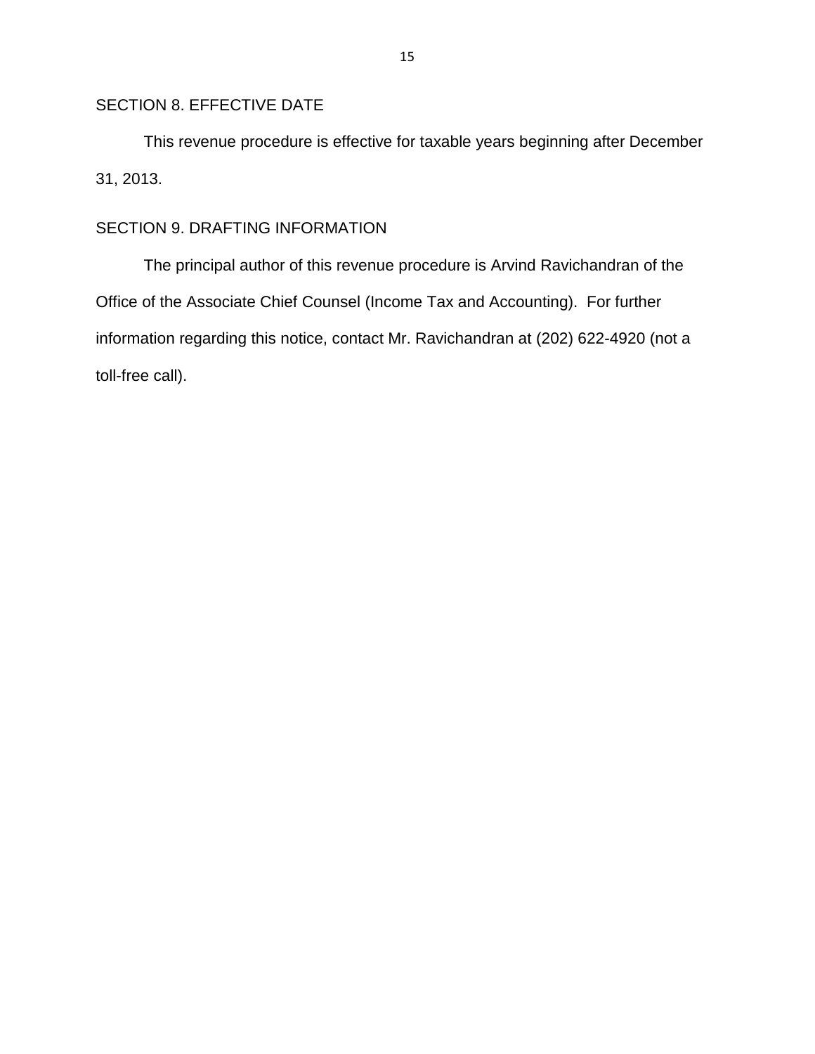## SECTION 8. EFFECTIVE DATE

This revenue procedure is effective for taxable years beginning after December 31, 2013.

## SECTION 9. DRAFTING INFORMATION

The principal author of this revenue procedure is Arvind Ravichandran of the Office of the Associate Chief Counsel (Income Tax and Accounting). For further information regarding this notice, contact Mr. Ravichandran at (202) 622-4920 (not a toll-free call).